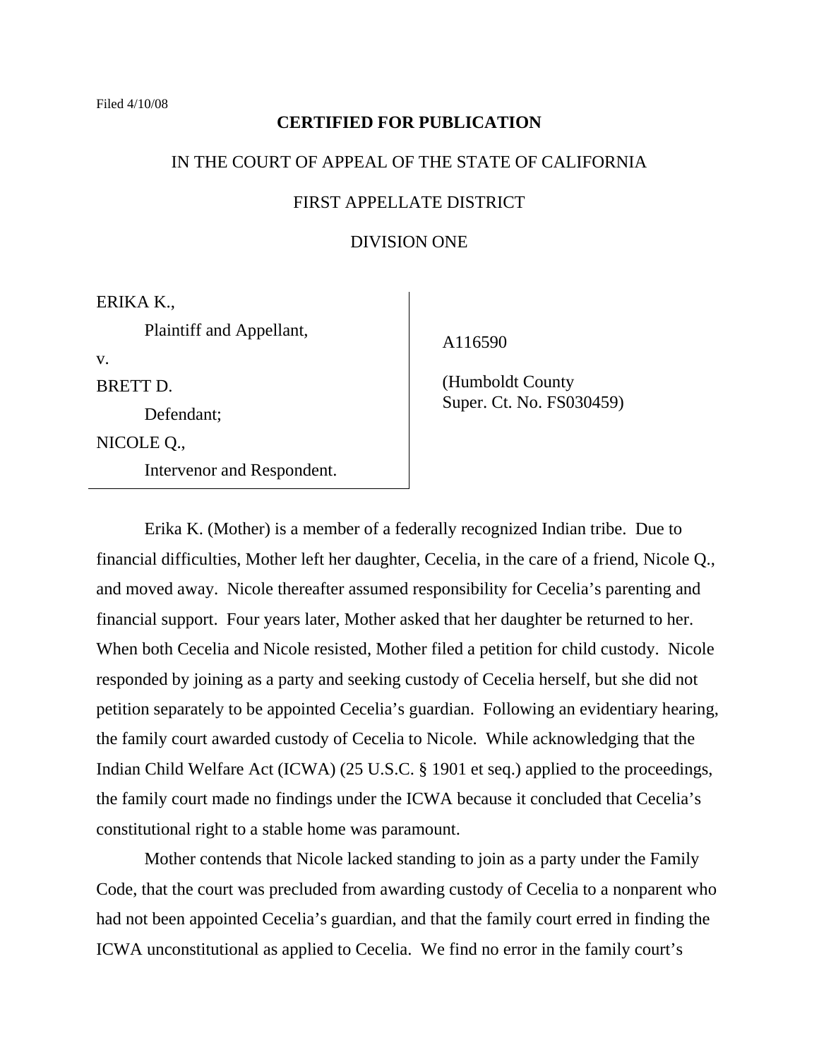Filed 4/10/08

**CERTIFIED FOR PUBLICATION**

IN THE COURT OF APPEAL OF THE STATE OF CALIFORNIA

FIRST APPELLATE DISTRICT

DIVISION ONE

| | |
|---|---|
| ERIKA K.,<br>Plaintiff and Appellant,<br>v.<br>BRETT D.<br>Defendant;<br>NICOLE Q.,<br>Intervenor and Respondent. | A116590<br><br>(Humboldt County Super. Ct. No. FS030459) |

Erika K. (Mother) is a member of a federally recognized Indian tribe. Due to financial difficulties, Mother left her daughter, Cecelia, in the care of a friend, Nicole Q., and moved away. Nicole thereafter assumed responsibility for Cecelia's parenting and financial support. Four years later, Mother asked that her daughter be returned to her. When both Cecelia and Nicole resisted, Mother filed a petition for child custody. Nicole responded by joining as a party and seeking custody of Cecelia herself, but she did not petition separately to be appointed Cecelia's guardian. Following an evidentiary hearing, the family court awarded custody of Cecelia to Nicole. While acknowledging that the Indian Child Welfare Act (ICWA) (25 U.S.C. § 1901 et seq.) applied to the proceedings, the family court made no findings under the ICWA because it concluded that Cecelia's constitutional right to a stable home was paramount.

Mother contends that Nicole lacked standing to join as a party under the Family Code, that the court was precluded from awarding custody of Cecelia to a nonparent who had not been appointed Cecelia's guardian, and that the family court erred in finding the ICWA unconstitutional as applied to Cecelia. We find no error in the family court's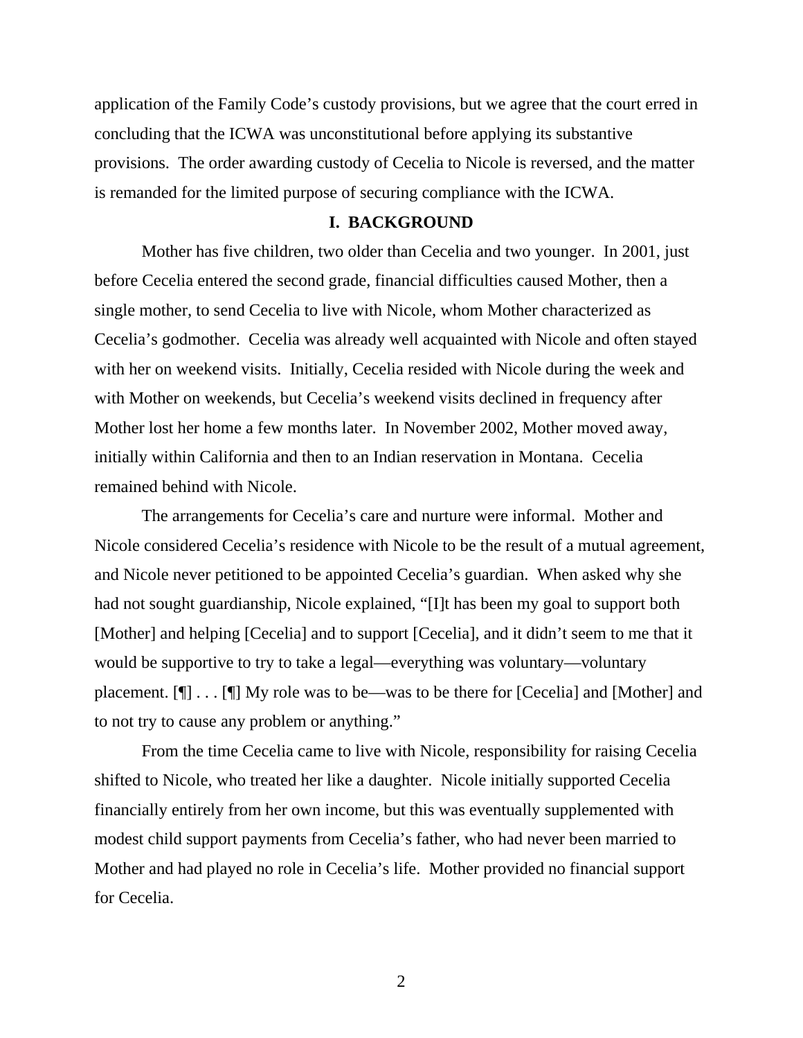application of the Family Code's custody provisions, but we agree that the court erred in concluding that the ICWA was unconstitutional before applying its substantive provisions. The order awarding custody of Cecelia to Nicole is reversed, and the matter is remanded for the limited purpose of securing compliance with the ICWA.

## I. BACKGROUND

Mother has five children, two older than Cecelia and two younger. In 2001, just before Cecelia entered the second grade, financial difficulties caused Mother, then a single mother, to send Cecelia to live with Nicole, whom Mother characterized as Cecelia's godmother. Cecelia was already well acquainted with Nicole and often stayed with her on weekend visits. Initially, Cecelia resided with Nicole during the week and with Mother on weekends, but Cecelia's weekend visits declined in frequency after Mother lost her home a few months later. In November 2002, Mother moved away, initially within California and then to an Indian reservation in Montana. Cecelia remained behind with Nicole.

The arrangements for Cecelia's care and nurture were informal. Mother and Nicole considered Cecelia's residence with Nicole to be the result of a mutual agreement, and Nicole never petitioned to be appointed Cecelia's guardian. When asked why she had not sought guardianship, Nicole explained, "[I]t has been my goal to support both [Mother] and helping [Cecelia] and to support [Cecelia], and it didn't seem to me that it would be supportive to try to take a legal—everything was voluntary—voluntary placement. [¶] . . . [¶] My role was to be—was to be there for [Cecelia] and [Mother] and to not try to cause any problem or anything."

From the time Cecelia came to live with Nicole, responsibility for raising Cecelia shifted to Nicole, who treated her like a daughter. Nicole initially supported Cecelia financially entirely from her own income, but this was eventually supplemented with modest child support payments from Cecelia's father, who had never been married to Mother and had played no role in Cecelia's life. Mother provided no financial support for Cecelia.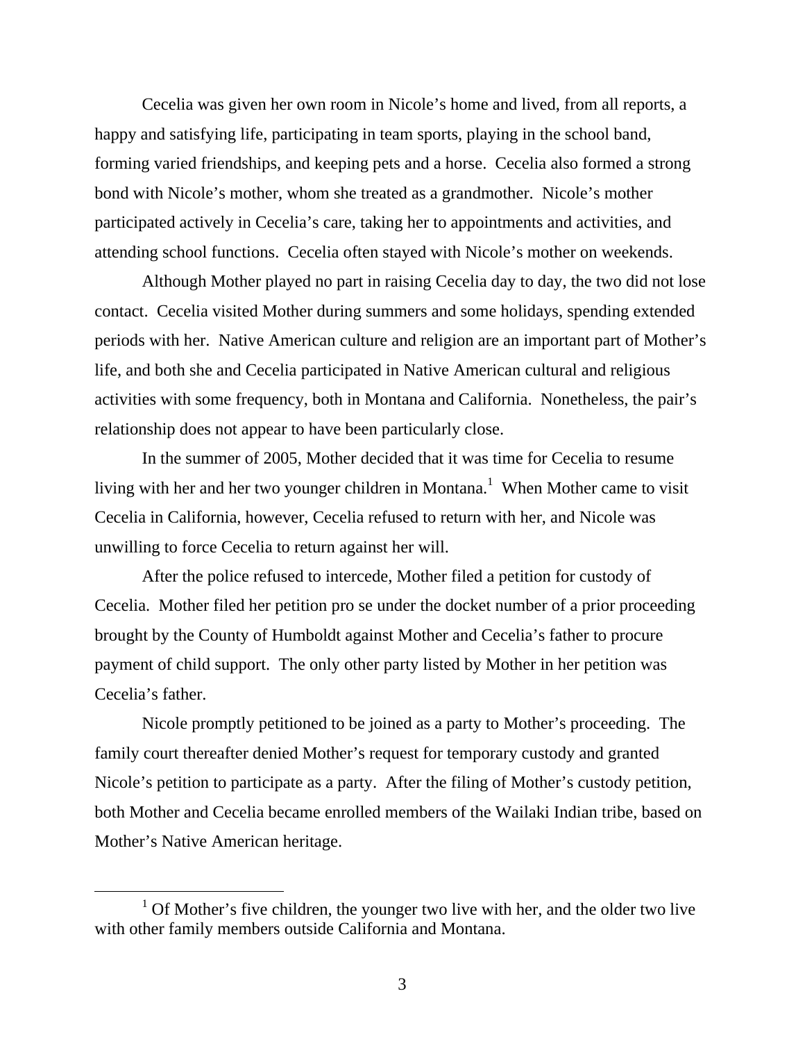Cecelia was given her own room in Nicole's home and lived, from all reports, a happy and satisfying life, participating in team sports, playing in the school band, forming varied friendships, and keeping pets and a horse. Cecelia also formed a strong bond with Nicole's mother, whom she treated as a grandmother. Nicole's mother participated actively in Cecelia's care, taking her to appointments and activities, and attending school functions. Cecelia often stayed with Nicole's mother on weekends.

Although Mother played no part in raising Cecelia day to day, the two did not lose contact. Cecelia visited Mother during summers and some holidays, spending extended periods with her. Native American culture and religion are an important part of Mother's life, and both she and Cecelia participated in Native American cultural and religious activities with some frequency, both in Montana and California. Nonetheless, the pair's relationship does not appear to have been particularly close.

In the summer of 2005, Mother decided that it was time for Cecelia to resume living with her and her two younger children in Montana.[1] When Mother came to visit Cecelia in California, however, Cecelia refused to return with her, and Nicole was unwilling to force Cecelia to return against her will.

After the police refused to intercede, Mother filed a petition for custody of Cecelia. Mother filed her petition pro se under the docket number of a prior proceeding brought by the County of Humboldt against Mother and Cecelia's father to procure payment of child support. The only other party listed by Mother in her petition was Cecelia's father.

Nicole promptly petitioned to be joined as a party to Mother's proceeding. The family court thereafter denied Mother's request for temporary custody and granted Nicole's petition to participate as a party. After the filing of Mother's custody petition, both Mother and Cecelia became enrolled members of the Wailaki Indian tribe, based on Mother's Native American heritage.

---

[1] Of Mother's five children, the younger two live with her, and the older two live with other family members outside California and Montana.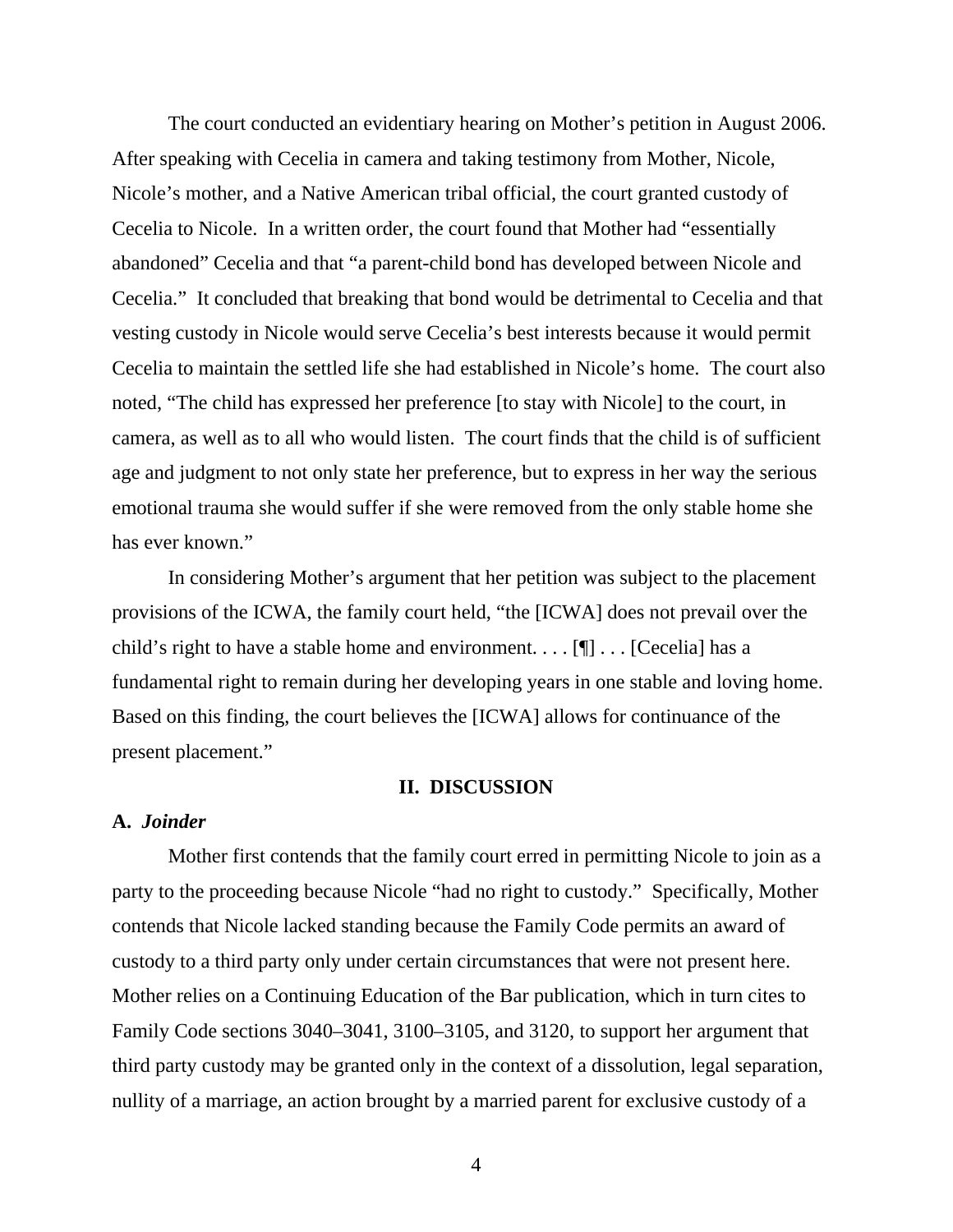The court conducted an evidentiary hearing on Mother's petition in August 2006. After speaking with Cecelia in camera and taking testimony from Mother, Nicole, Nicole's mother, and a Native American tribal official, the court granted custody of Cecelia to Nicole. In a written order, the court found that Mother had "essentially abandoned" Cecelia and that "a parent-child bond has developed between Nicole and Cecelia." It concluded that breaking that bond would be detrimental to Cecelia and that vesting custody in Nicole would serve Cecelia's best interests because it would permit Cecelia to maintain the settled life she had established in Nicole's home. The court also noted, "The child has expressed her preference [to stay with Nicole] to the court, in camera, as well as to all who would listen. The court finds that the child is of sufficient age and judgment to not only state her preference, but to express in her way the serious emotional trauma she would suffer if she were removed from the only stable home she has ever known."

In considering Mother's argument that her petition was subject to the placement provisions of the ICWA, the family court held, "the [ICWA] does not prevail over the child's right to have a stable home and environment. . . . [¶] . . . [Cecelia] has a fundamental right to remain during her developing years in one stable and loving home. Based on this finding, the court believes the [ICWA] allows for continuance of the present placement."

## II. DISCUSSION

### A. *Joinder*

Mother first contends that the family court erred in permitting Nicole to join as a party to the proceeding because Nicole "had no right to custody." Specifically, Mother contends that Nicole lacked standing because the Family Code permits an award of custody to a third party only under certain circumstances that were not present here. Mother relies on a Continuing Education of the Bar publication, which in turn cites to Family Code sections 3040–3041, 3100–3105, and 3120, to support her argument that third party custody may be granted only in the context of a dissolution, legal separation, nullity of a marriage, an action brought by a married parent for exclusive custody of a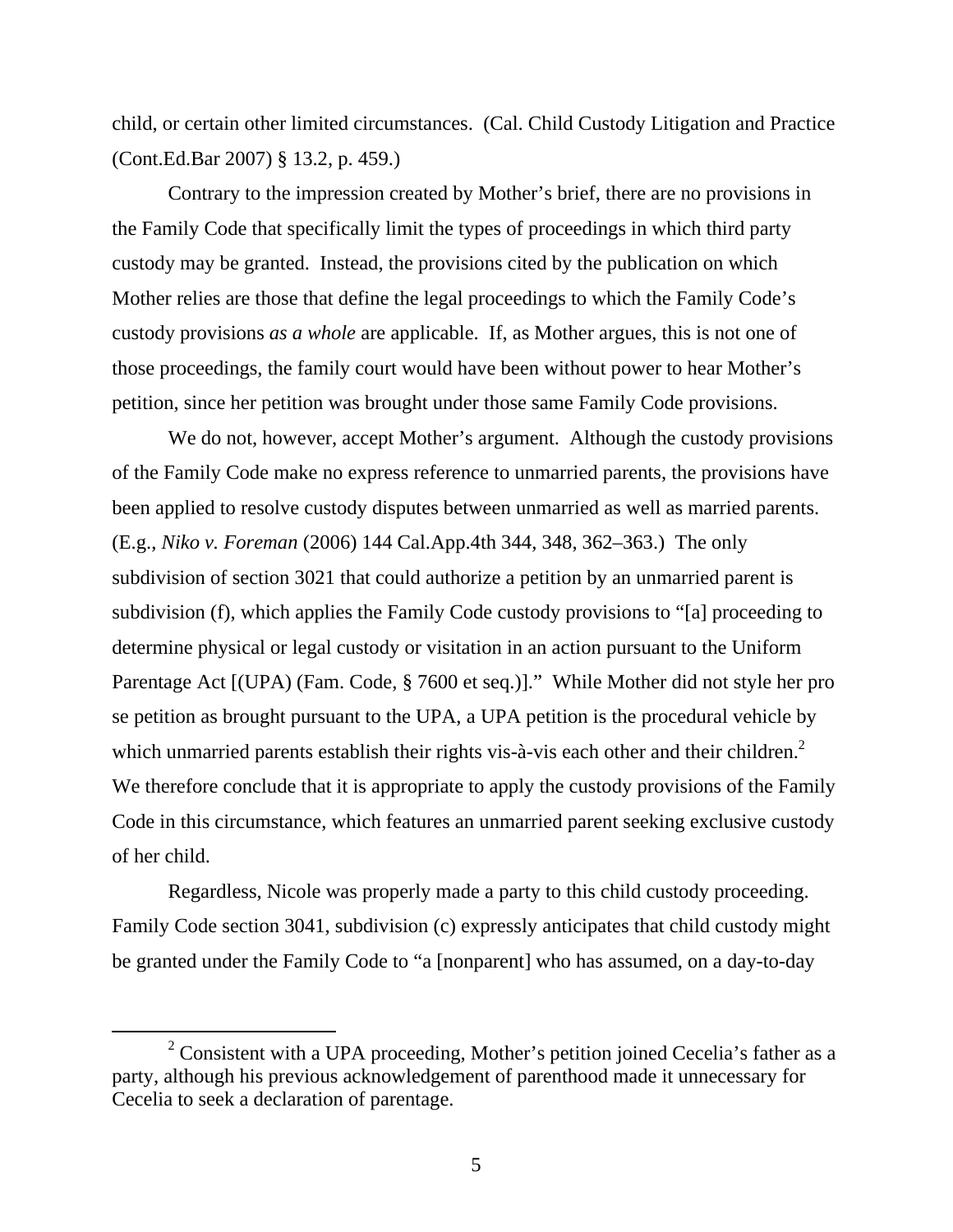child, or certain other limited circumstances. (Cal. Child Custody Litigation and Practice (Cont.Ed.Bar 2007) § 13.2, p. 459.)

Contrary to the impression created by Mother's brief, there are no provisions in the Family Code that specifically limit the types of proceedings in which third party custody may be granted. Instead, the provisions cited by the publication on which Mother relies are those that define the legal proceedings to which the Family Code's custody provisions *as a whole* are applicable. If, as Mother argues, this is not one of those proceedings, the family court would have been without power to hear Mother's petition, since her petition was brought under those same Family Code provisions.

We do not, however, accept Mother's argument. Although the custody provisions of the Family Code make no express reference to unmarried parents, the provisions have been applied to resolve custody disputes between unmarried as well as married parents. (E.g., *Niko v. Foreman* (2006) 144 Cal.App.4th 344, 348, 362–363.) The only subdivision of section 3021 that could authorize a petition by an unmarried parent is subdivision (f), which applies the Family Code custody provisions to "[a] proceeding to determine physical or legal custody or visitation in an action pursuant to the Uniform Parentage Act [(UPA) (Fam. Code, § 7600 et seq.)]." While Mother did not style her pro se petition as brought pursuant to the UPA, a UPA petition is the procedural vehicle by which unmarried parents establish their rights vis-à-vis each other and their children.[2] We therefore conclude that it is appropriate to apply the custody provisions of the Family Code in this circumstance, which features an unmarried parent seeking exclusive custody of her child.

Regardless, Nicole was properly made a party to this child custody proceeding. Family Code section 3041, subdivision (c) expressly anticipates that child custody might be granted under the Family Code to "a [nonparent] who has assumed, on a day-to-day

[2] Consistent with a UPA proceeding, Mother's petition joined Cecelia's father as a party, although his previous acknowledgement of parenthood made it unnecessary for Cecelia to seek a declaration of parentage.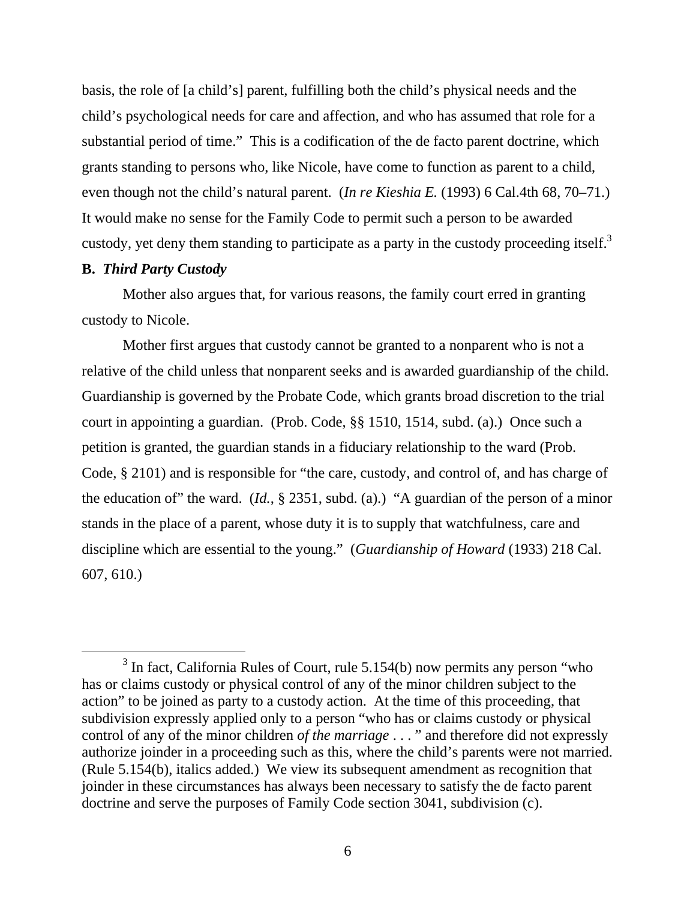basis, the role of [a child's] parent, fulfilling both the child's physical needs and the child's psychological needs for care and affection, and who has assumed that role for a substantial period of time." This is a codification of the de facto parent doctrine, which grants standing to persons who, like Nicole, have come to function as parent to a child, even though not the child's natural parent. (*In re Kieshia E.* (1993) 6 Cal.4th 68, 70–71.) It would make no sense for the Family Code to permit such a person to be awarded custody, yet deny them standing to participate as a party in the custody proceeding itself.[3]

**B. *Third Party Custody***

Mother also argues that, for various reasons, the family court erred in granting custody to Nicole.

Mother first argues that custody cannot be granted to a nonparent who is not a relative of the child unless that nonparent seeks and is awarded guardianship of the child. Guardianship is governed by the Probate Code, which grants broad discretion to the trial court in appointing a guardian. (Prob. Code, §§ 1510, 1514, subd. (a).) Once such a petition is granted, the guardian stands in a fiduciary relationship to the ward (Prob. Code, § 2101) and is responsible for "the care, custody, and control of, and has charge of the education of" the ward. (*Id.*, § 2351, subd. (a).) "A guardian of the person of a minor stands in the place of a parent, whose duty it is to supply that watchfulness, care and discipline which are essential to the young." (*Guardianship of Howard* (1933) 218 Cal. 607, 610.)

---

[3] In fact, California Rules of Court, rule 5.154(b) now permits any person "who has or claims custody or physical control of any of the minor children subject to the action" to be joined as party to a custody action. At the time of this proceeding, that subdivision expressly applied only to a person "who has or claims custody or physical control of any of the minor children *of the marriage* . . . " and therefore did not expressly authorize joinder in a proceeding such as this, where the child's parents were not married. (Rule 5.154(b), italics added.) We view its subsequent amendment as recognition that joinder in these circumstances has always been necessary to satisfy the de facto parent doctrine and serve the purposes of Family Code section 3041, subdivision (c).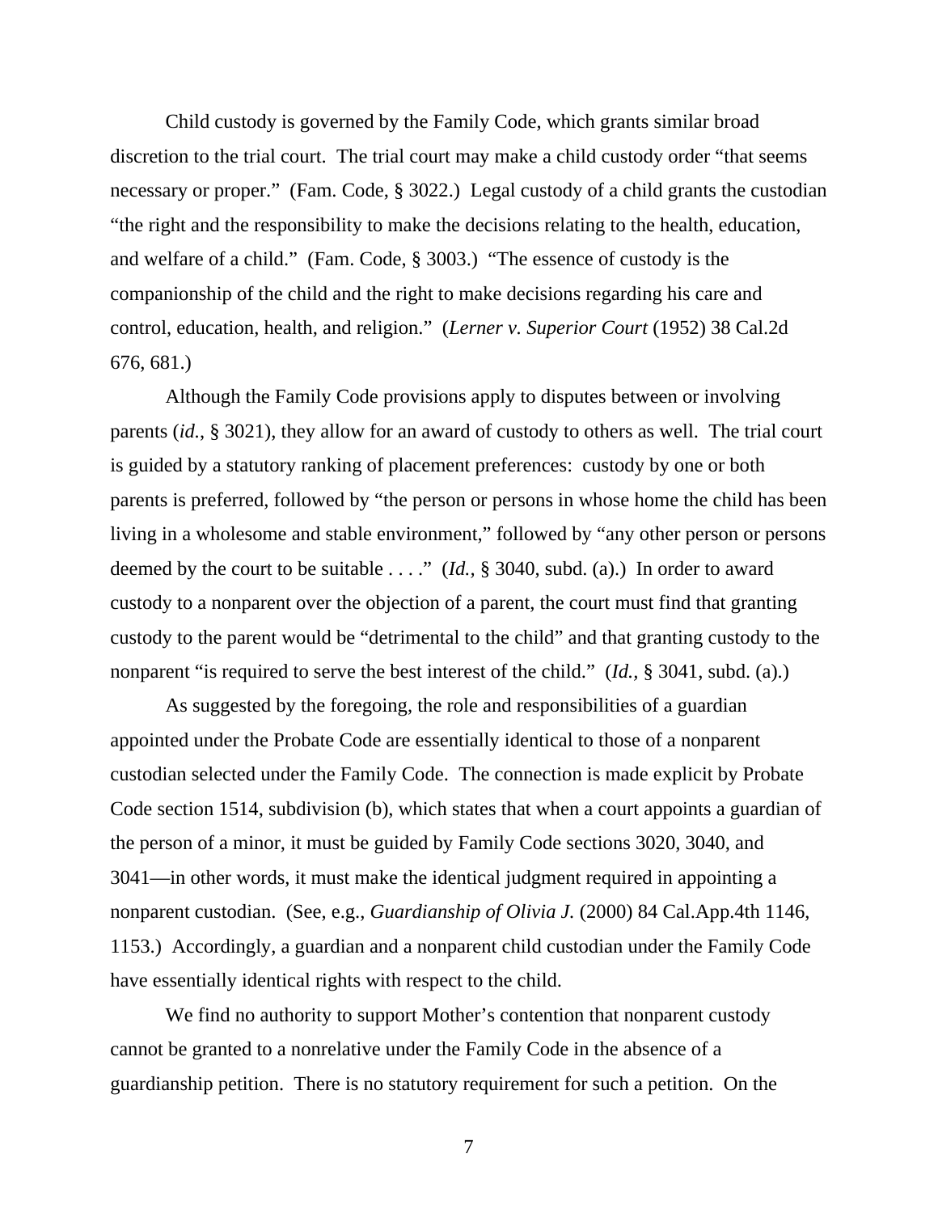Child custody is governed by the Family Code, which grants similar broad discretion to the trial court. The trial court may make a child custody order "that seems necessary or proper." (Fam. Code, § 3022.) Legal custody of a child grants the custodian "the right and the responsibility to make the decisions relating to the health, education, and welfare of a child." (Fam. Code, § 3003.) "The essence of custody is the companionship of the child and the right to make decisions regarding his care and control, education, health, and religion." (*Lerner v. Superior Court* (1952) 38 Cal.2d 676, 681.)

Although the Family Code provisions apply to disputes between or involving parents (*id.*, § 3021), they allow for an award of custody to others as well. The trial court is guided by a statutory ranking of placement preferences: custody by one or both parents is preferred, followed by "the person or persons in whose home the child has been living in a wholesome and stable environment," followed by "any other person or persons deemed by the court to be suitable . . . ." (*Id.*, § 3040, subd. (a).) In order to award custody to a nonparent over the objection of a parent, the court must find that granting custody to the parent would be "detrimental to the child" and that granting custody to the nonparent "is required to serve the best interest of the child." (*Id.*, § 3041, subd. (a).)

As suggested by the foregoing, the role and responsibilities of a guardian appointed under the Probate Code are essentially identical to those of a nonparent custodian selected under the Family Code. The connection is made explicit by Probate Code section 1514, subdivision (b), which states that when a court appoints a guardian of the person of a minor, it must be guided by Family Code sections 3020, 3040, and 3041—in other words, it must make the identical judgment required in appointing a nonparent custodian. (See, e.g., *Guardianship of Olivia J.* (2000) 84 Cal.App.4th 1146, 1153.) Accordingly, a guardian and a nonparent child custodian under the Family Code have essentially identical rights with respect to the child.

We find no authority to support Mother's contention that nonparent custody cannot be granted to a nonrelative under the Family Code in the absence of a guardianship petition. There is no statutory requirement for such a petition. On the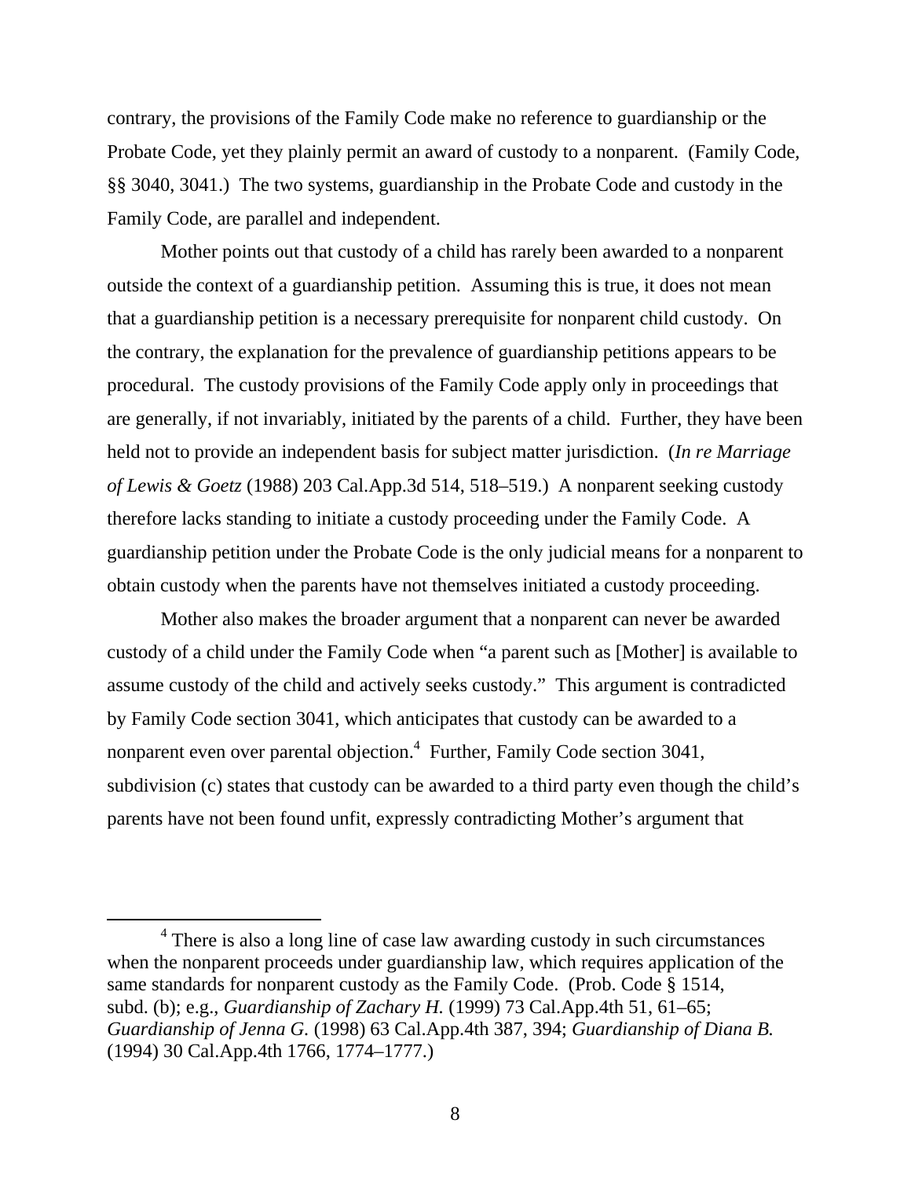contrary, the provisions of the Family Code make no reference to guardianship or the Probate Code, yet they plainly permit an award of custody to a nonparent. (Family Code, §§ 3040, 3041.) The two systems, guardianship in the Probate Code and custody in the Family Code, are parallel and independent.

Mother points out that custody of a child has rarely been awarded to a nonparent outside the context of a guardianship petition. Assuming this is true, it does not mean that a guardianship petition is a necessary prerequisite for nonparent child custody. On the contrary, the explanation for the prevalence of guardianship petitions appears to be procedural. The custody provisions of the Family Code apply only in proceedings that are generally, if not invariably, initiated by the parents of a child. Further, they have been held not to provide an independent basis for subject matter jurisdiction. (*In re Marriage of Lewis & Goetz* (1988) 203 Cal.App.3d 514, 518–519.) A nonparent seeking custody therefore lacks standing to initiate a custody proceeding under the Family Code. A guardianship petition under the Probate Code is the only judicial means for a nonparent to obtain custody when the parents have not themselves initiated a custody proceeding.

Mother also makes the broader argument that a nonparent can never be awarded custody of a child under the Family Code when "a parent such as [Mother] is available to assume custody of the child and actively seeks custody." This argument is contradicted by Family Code section 3041, which anticipates that custody can be awarded to a nonparent even over parental objection.[4] Further, Family Code section 3041, subdivision (c) states that custody can be awarded to a third party even though the child's parents have not been found unfit, expressly contradicting Mother's argument that

[4] There is also a long line of case law awarding custody in such circumstances when the nonparent proceeds under guardianship law, which requires application of the same standards for nonparent custody as the Family Code. (Prob. Code § 1514, subd. (b); e.g., *Guardianship of Zachary H.* (1999) 73 Cal.App.4th 51, 61–65; *Guardianship of Jenna G.* (1998) 63 Cal.App.4th 387, 394; *Guardianship of Diana B.* (1994) 30 Cal.App.4th 1766, 1774–1777.)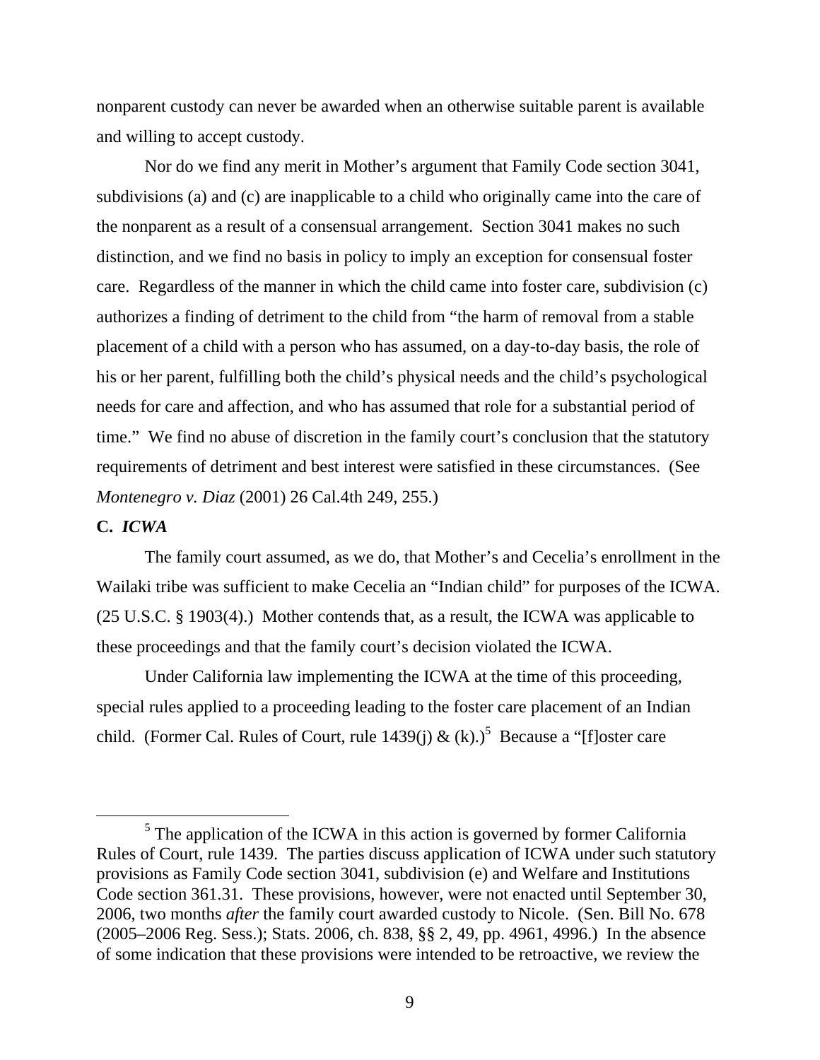nonparent custody can never be awarded when an otherwise suitable parent is available and willing to accept custody.

Nor do we find any merit in Mother's argument that Family Code section 3041, subdivisions (a) and (c) are inapplicable to a child who originally came into the care of the nonparent as a result of a consensual arrangement. Section 3041 makes no such distinction, and we find no basis in policy to imply an exception for consensual foster care. Regardless of the manner in which the child came into foster care, subdivision (c) authorizes a finding of detriment to the child from "the harm of removal from a stable placement of a child with a person who has assumed, on a day-to-day basis, the role of his or her parent, fulfilling both the child's physical needs and the child's psychological needs for care and affection, and who has assumed that role for a substantial period of time." We find no abuse of discretion in the family court's conclusion that the statutory requirements of detriment and best interest were satisfied in these circumstances. (See *Montenegro v. Diaz* (2001) 26 Cal.4th 249, 255.)

**C. *ICWA***

The family court assumed, as we do, that Mother's and Cecelia's enrollment in the Wailaki tribe was sufficient to make Cecelia an "Indian child" for purposes of the ICWA. (25 U.S.C. § 1903(4).) Mother contends that, as a result, the ICWA was applicable to these proceedings and that the family court's decision violated the ICWA.

Under California law implementing the ICWA at the time of this proceeding, special rules applied to a proceeding leading to the foster care placement of an Indian child. (Former Cal. Rules of Court, rule 1439(j) & (k).)[5] Because a "[f]oster care

[5] The application of the ICWA in this action is governed by former California Rules of Court, rule 1439. The parties discuss application of ICWA under such statutory provisions as Family Code section 3041, subdivision (e) and Welfare and Institutions Code section 361.31. These provisions, however, were not enacted until September 30, 2006, two months *after* the family court awarded custody to Nicole. (Sen. Bill No. 678 (2005–2006 Reg. Sess.); Stats. 2006, ch. 838, §§ 2, 49, pp. 4961, 4996.) In the absence of some indication that these provisions were intended to be retroactive, we review the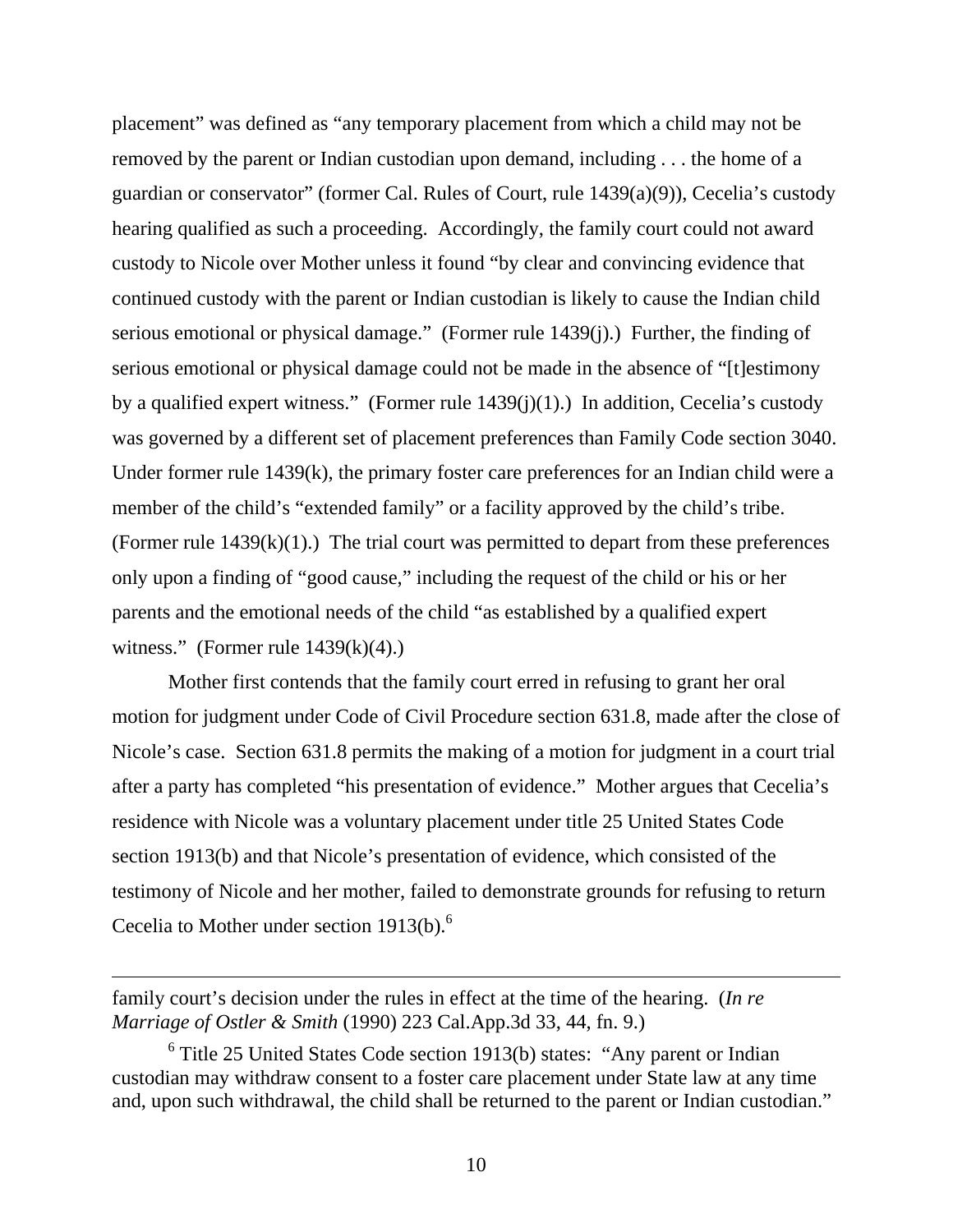placement" was defined as "any temporary placement from which a child may not be removed by the parent or Indian custodian upon demand, including . . . the home of a guardian or conservator" (former Cal. Rules of Court, rule 1439(a)(9)), Cecelia's custody hearing qualified as such a proceeding. Accordingly, the family court could not award custody to Nicole over Mother unless it found "by clear and convincing evidence that continued custody with the parent or Indian custodian is likely to cause the Indian child serious emotional or physical damage." (Former rule 1439(j).) Further, the finding of serious emotional or physical damage could not be made in the absence of "[t]estimony by a qualified expert witness." (Former rule 1439(j)(1).) In addition, Cecelia's custody was governed by a different set of placement preferences than Family Code section 3040. Under former rule 1439(k), the primary foster care preferences for an Indian child were a member of the child's "extended family" or a facility approved by the child's tribe. (Former rule 1439(k)(1).) The trial court was permitted to depart from these preferences only upon a finding of "good cause," including the request of the child or his or her parents and the emotional needs of the child "as established by a qualified expert witness." (Former rule 1439(k)(4).)

Mother first contends that the family court erred in refusing to grant her oral motion for judgment under Code of Civil Procedure section 631.8, made after the close of Nicole's case. Section 631.8 permits the making of a motion for judgment in a court trial after a party has completed "his presentation of evidence." Mother argues that Cecelia's residence with Nicole was a voluntary placement under title 25 United States Code section 1913(b) and that Nicole's presentation of evidence, which consisted of the testimony of Nicole and her mother, failed to demonstrate grounds for refusing to return Cecelia to Mother under section 1913(b).[6]

---

family court's decision under the rules in effect at the time of the hearing. (*In re Marriage of Ostler & Smith* (1990) 223 Cal.App.3d 33, 44, fn. 9.)

[6] Title 25 United States Code section 1913(b) states: "Any parent or Indian custodian may withdraw consent to a foster care placement under State law at any time and, upon such withdrawal, the child shall be returned to the parent or Indian custodian."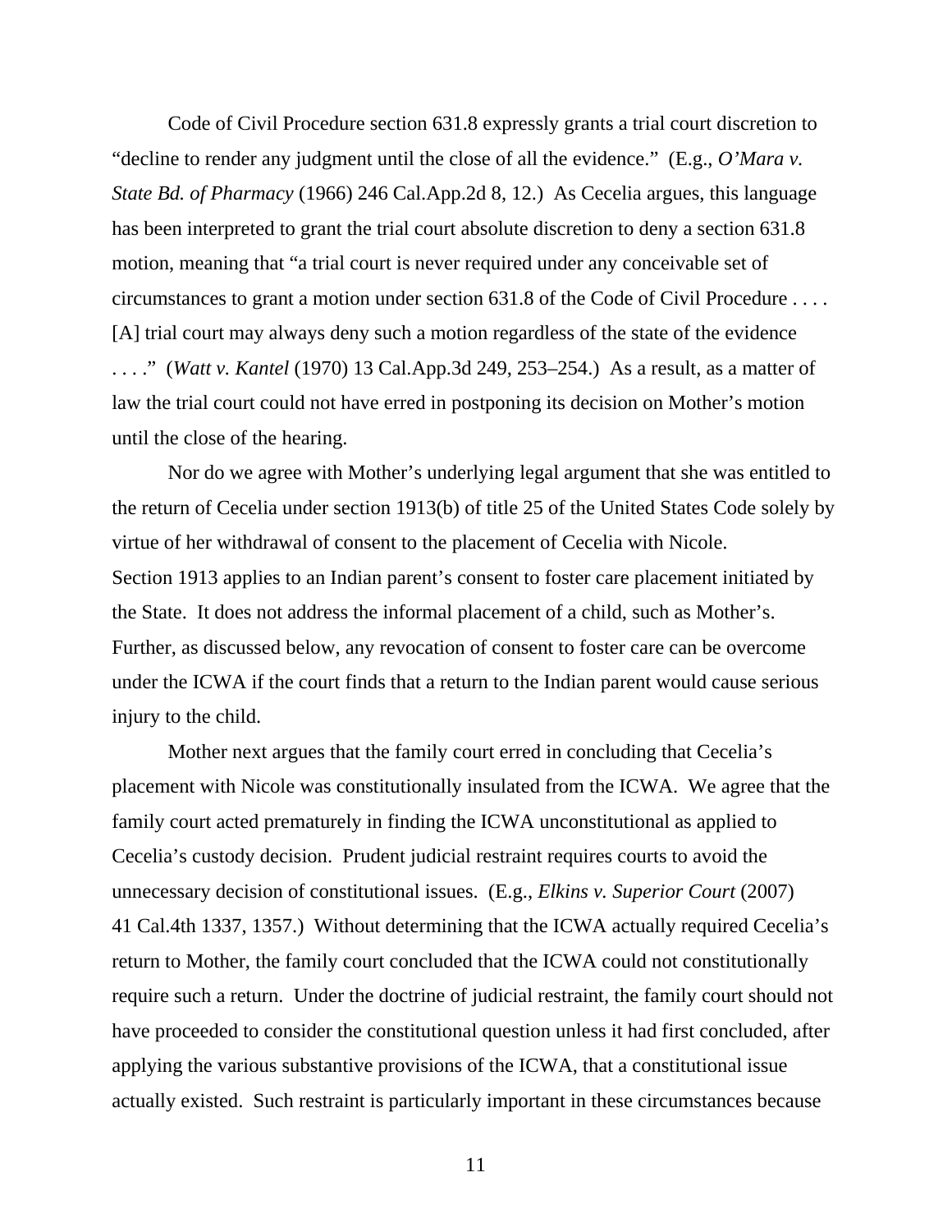Code of Civil Procedure section 631.8 expressly grants a trial court discretion to "decline to render any judgment until the close of all the evidence." (E.g., *O'Mara v. State Bd. of Pharmacy* (1966) 246 Cal.App.2d 8, 12.) As Cecelia argues, this language has been interpreted to grant the trial court absolute discretion to deny a section 631.8 motion, meaning that "a trial court is never required under any conceivable set of circumstances to grant a motion under section 631.8 of the Code of Civil Procedure . . . . [A] trial court may always deny such a motion regardless of the state of the evidence . . . ." (*Watt v. Kantel* (1970) 13 Cal.App.3d 249, 253–254.) As a result, as a matter of law the trial court could not have erred in postponing its decision on Mother's motion until the close of the hearing.

Nor do we agree with Mother's underlying legal argument that she was entitled to the return of Cecelia under section 1913(b) of title 25 of the United States Code solely by virtue of her withdrawal of consent to the placement of Cecelia with Nicole. Section 1913 applies to an Indian parent's consent to foster care placement initiated by the State. It does not address the informal placement of a child, such as Mother's. Further, as discussed below, any revocation of consent to foster care can be overcome under the ICWA if the court finds that a return to the Indian parent would cause serious injury to the child.

Mother next argues that the family court erred in concluding that Cecelia's placement with Nicole was constitutionally insulated from the ICWA. We agree that the family court acted prematurely in finding the ICWA unconstitutional as applied to Cecelia's custody decision. Prudent judicial restraint requires courts to avoid the unnecessary decision of constitutional issues. (E.g., *Elkins v. Superior Court* (2007) 41 Cal.4th 1337, 1357.) Without determining that the ICWA actually required Cecelia's return to Mother, the family court concluded that the ICWA could not constitutionally require such a return. Under the doctrine of judicial restraint, the family court should not have proceeded to consider the constitutional question unless it had first concluded, after applying the various substantive provisions of the ICWA, that a constitutional issue actually existed. Such restraint is particularly important in these circumstances because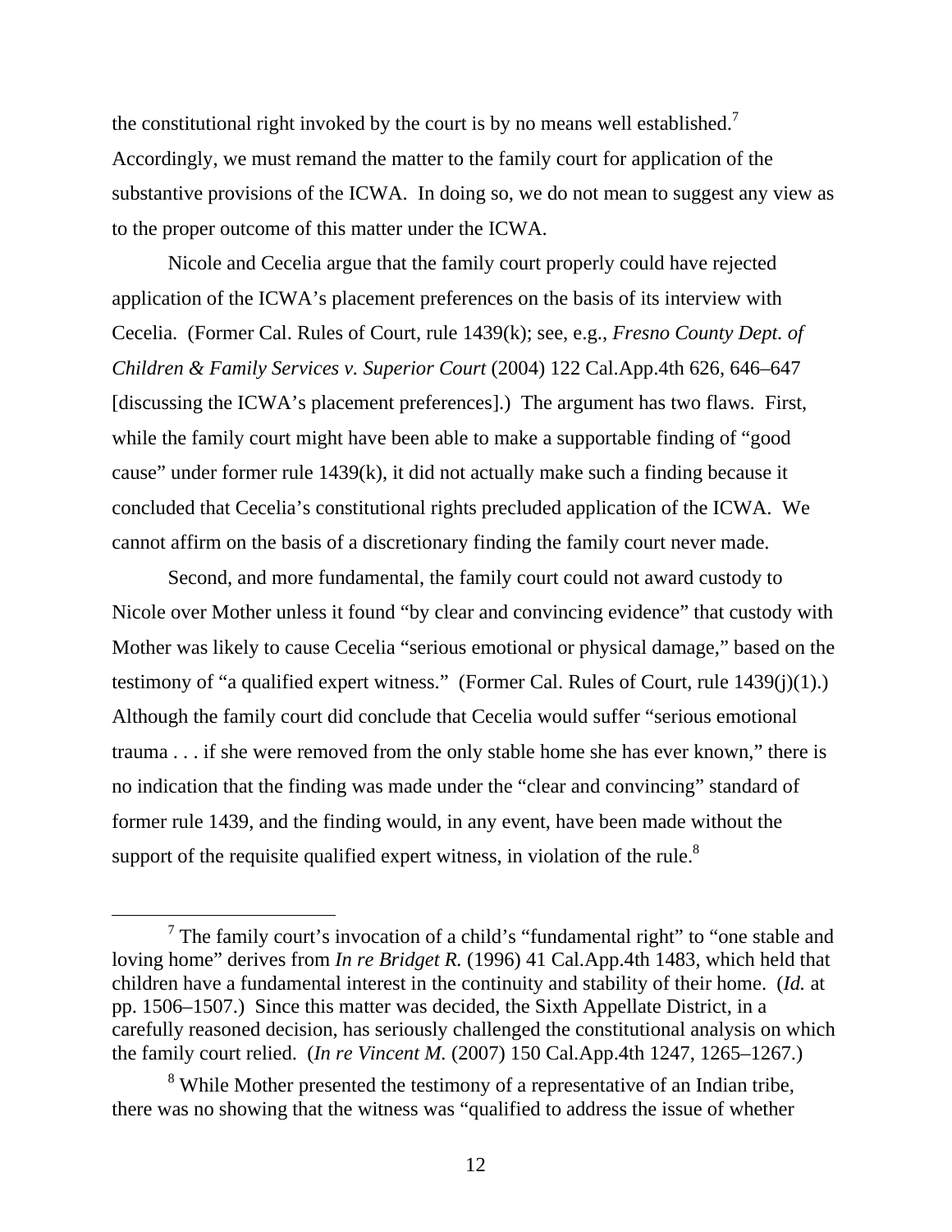the constitutional right invoked by the court is by no means well established.[7] Accordingly, we must remand the matter to the family court for application of the substantive provisions of the ICWA. In doing so, we do not mean to suggest any view as to the proper outcome of this matter under the ICWA.

Nicole and Cecelia argue that the family court properly could have rejected application of the ICWA's placement preferences on the basis of its interview with Cecelia. (Former Cal. Rules of Court, rule 1439(k); see, e.g., *Fresno County Dept. of Children & Family Services v. Superior Court* (2004) 122 Cal.App.4th 626, 646–647 [discussing the ICWA's placement preferences].) The argument has two flaws. First, while the family court might have been able to make a supportable finding of "good cause" under former rule 1439(k), it did not actually make such a finding because it concluded that Cecelia's constitutional rights precluded application of the ICWA. We cannot affirm on the basis of a discretionary finding the family court never made.

Second, and more fundamental, the family court could not award custody to Nicole over Mother unless it found "by clear and convincing evidence" that custody with Mother was likely to cause Cecelia "serious emotional or physical damage," based on the testimony of "a qualified expert witness." (Former Cal. Rules of Court, rule 1439(j)(1).) Although the family court did conclude that Cecelia would suffer "serious emotional trauma . . . if she were removed from the only stable home she has ever known," there is no indication that the finding was made under the "clear and convincing" standard of former rule 1439, and the finding would, in any event, have been made without the support of the requisite qualified expert witness, in violation of the rule.[8]

---

[7] The family court's invocation of a child's "fundamental right" to "one stable and loving home" derives from *In re Bridget R.* (1996) 41 Cal.App.4th 1483, which held that children have a fundamental interest in the continuity and stability of their home. (*Id.* at pp. 1506–1507.) Since this matter was decided, the Sixth Appellate District, in a carefully reasoned decision, has seriously challenged the constitutional analysis on which the family court relied. (*In re Vincent M.* (2007) 150 Cal.App.4th 1247, 1265–1267.)

[8] While Mother presented the testimony of a representative of an Indian tribe, there was no showing that the witness was "qualified to address the issue of whether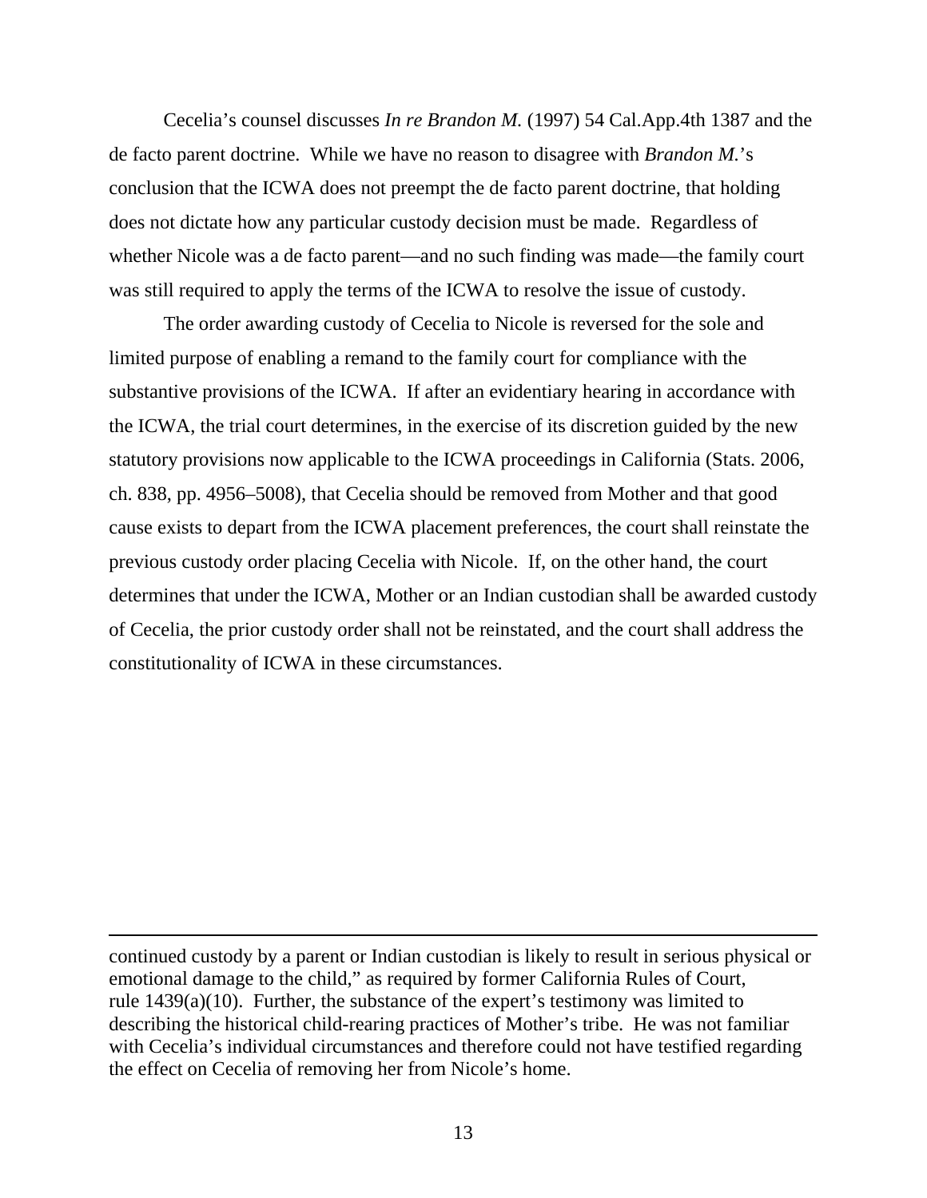Cecelia's counsel discusses *In re Brandon M.* (1997) 54 Cal.App.4th 1387 and the de facto parent doctrine. While we have no reason to disagree with *Brandon M.*'s conclusion that the ICWA does not preempt the de facto parent doctrine, that holding does not dictate how any particular custody decision must be made. Regardless of whether Nicole was a de facto parent—and no such finding was made—the family court was still required to apply the terms of the ICWA to resolve the issue of custody.

The order awarding custody of Cecelia to Nicole is reversed for the sole and limited purpose of enabling a remand to the family court for compliance with the substantive provisions of the ICWA. If after an evidentiary hearing in accordance with the ICWA, the trial court determines, in the exercise of its discretion guided by the new statutory provisions now applicable to the ICWA proceedings in California (Stats. 2006, ch. 838, pp. 4956–5008), that Cecelia should be removed from Mother and that good cause exists to depart from the ICWA placement preferences, the court shall reinstate the previous custody order placing Cecelia with Nicole. If, on the other hand, the court determines that under the ICWA, Mother or an Indian custodian shall be awarded custody of Cecelia, the prior custody order shall not be reinstated, and the court shall address the constitutionality of ICWA in these circumstances.

---

continued custody by a parent or Indian custodian is likely to result in serious physical or emotional damage to the child," as required by former California Rules of Court, rule 1439(a)(10). Further, the substance of the expert's testimony was limited to describing the historical child-rearing practices of Mother's tribe. He was not familiar with Cecelia's individual circumstances and therefore could not have testified regarding the effect on Cecelia of removing her from Nicole's home.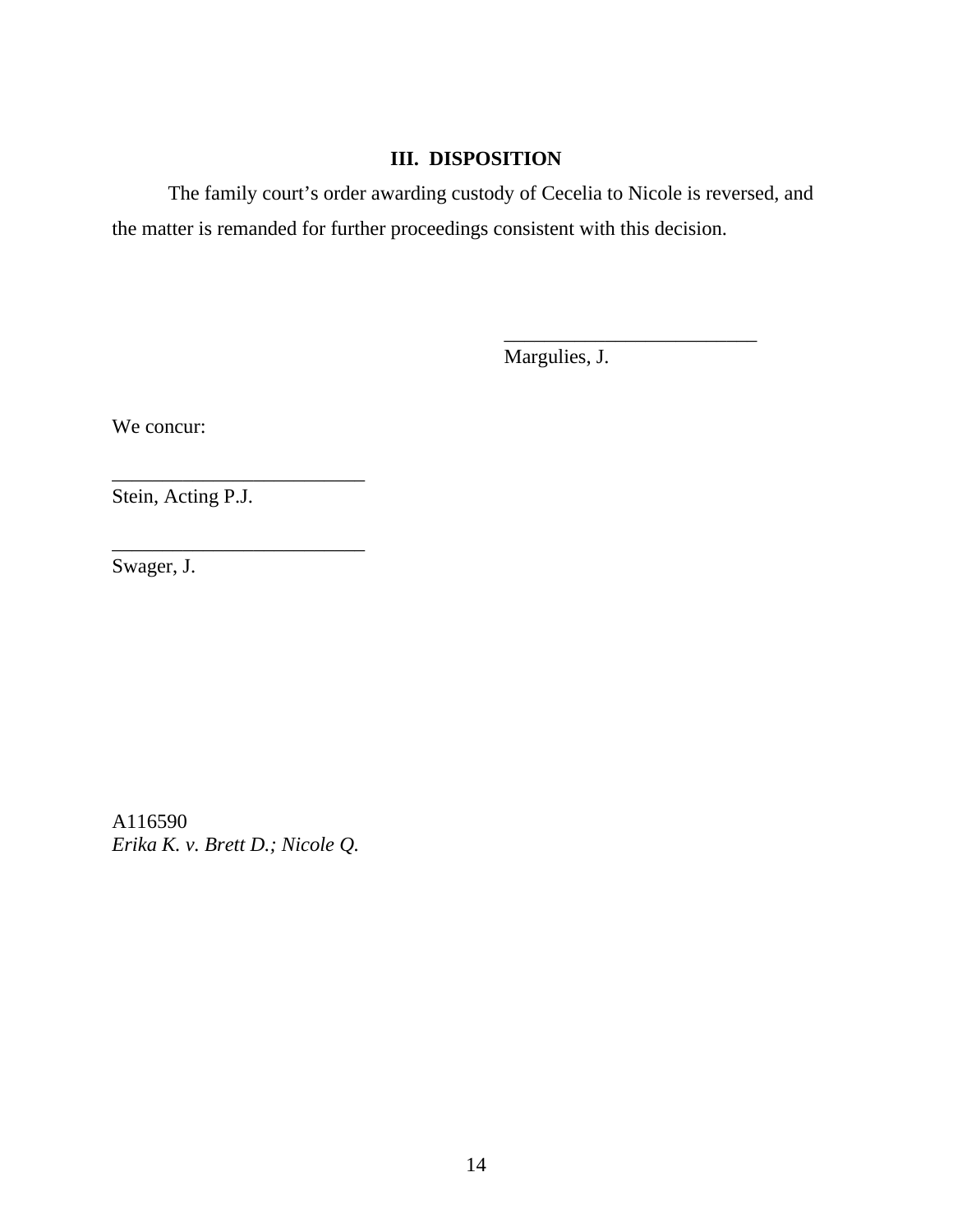### III. DISPOSITION

The family court's order awarding custody of Cecelia to Nicole is reversed, and the matter is remanded for further proceedings consistent with this decision.

_________________________
Margulies, J.

We concur:

_________________________
Stein, Acting P.J.

_________________________
Swager, J.

A116590
*Erika K. v. Brett D.; Nicole Q.*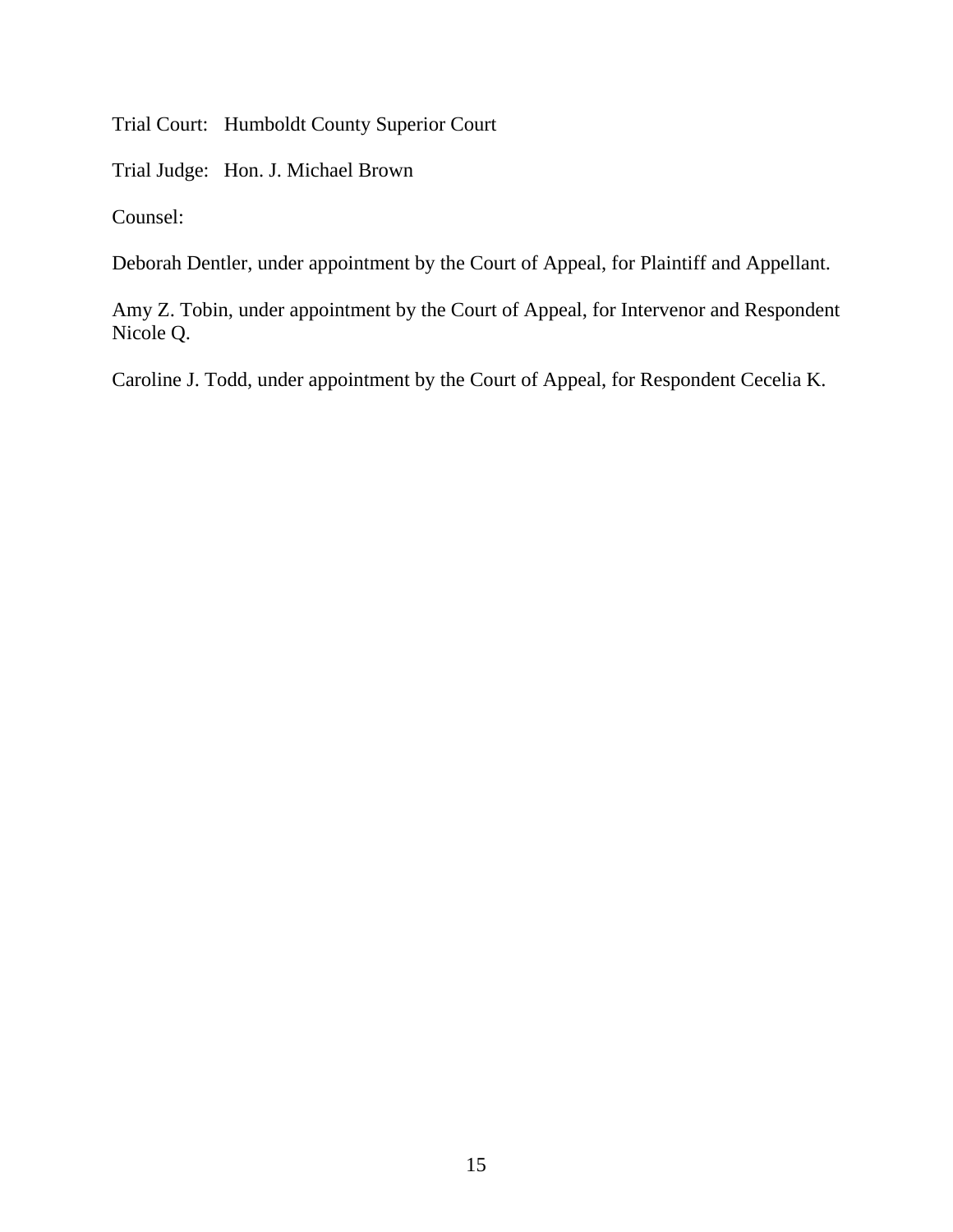Trial Court: Humboldt County Superior Court

Trial Judge: Hon. J. Michael Brown

Counsel:

Deborah Dentler, under appointment by the Court of Appeal, for Plaintiff and Appellant.

Amy Z. Tobin, under appointment by the Court of Appeal, for Intervenor and Respondent Nicole Q.

Caroline J. Todd, under appointment by the Court of Appeal, for Respondent Cecelia K.